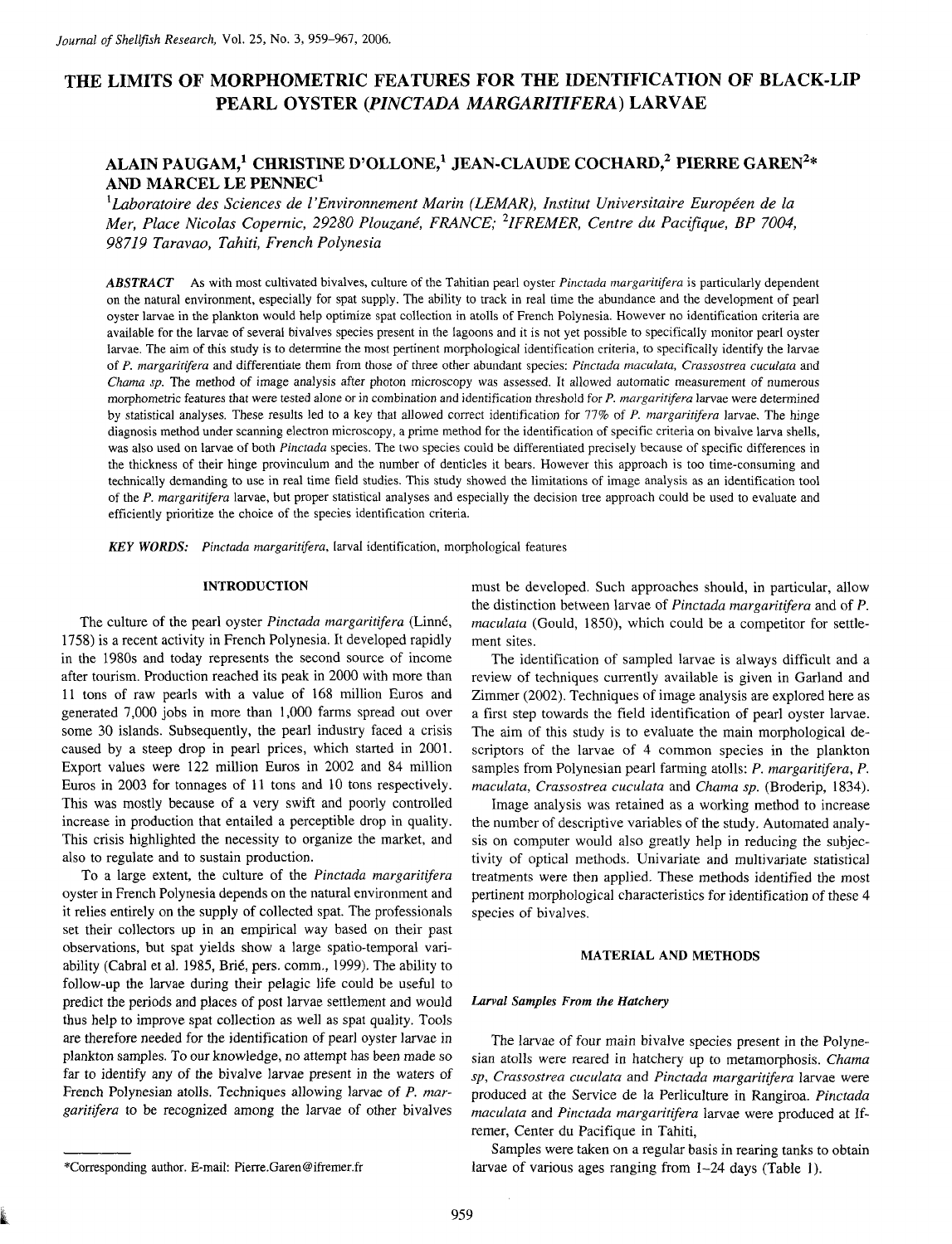# THE LIMITS OF MORPHOMETRIC FEATURES FOR THE IDENTIFICATION OF BLACK-LIP PEARL OYSTER (*PINCTADA MARGARITIFERA*) LARVAE

**ALAIN PAUGAM,[1] CHRISTINE D'OLLONE,[1] JEAN-CLAUDE COCHARD,[2] PIERRE GAREN[2]* AND MARCEL LE PENNEC[1]**

[1]*Laboratoire des Sciences de l'Environnement Marin (LEMAR), Institut Universitaire Européen de la Mer, Place Nicolas Copernic, 29280 Plouzané, FRANCE;* [2]*IFREMER, Centre du Pacifique, BP 7004, 98719 Taravao, Tahiti, French Polynesia*

***ABSTRACT*** As with most cultivated bivalves, culture of the Tahitian pearl oyster *Pinctada margaritifera* is particularly dependent on the natural environment, especially for spat supply. The ability to track in real time the abundance and the development of pearl oyster larvae in the plankton would help optimize spat collection in atolls of French Polynesia. However no identification criteria are available for the larvae of several bivalves species present in the lagoons and it is not yet possible to specifically monitor pearl oyster larvae. The aim of this study is to determine the most pertinent morphological identification criteria, to specifically identify the larvae of *P. margaritifera* and differentiate them from those of three other abundant species: *Pinctada maculata, Crassostrea cuculata* and *Chama sp.* The method of image analysis after photon microscopy was assessed. It allowed automatic measurement of numerous morphometric features that were tested alone or in combination and identification threshold for *P. margaritifera* larvae were determined by statistical analyses. These results led to a key that allowed correct identification for 77% of *P. margaritifera* larvae. The hinge diagnosis method under scanning electron microscopy, a prime method for the identification of specific criteria on bivalve larva shells, was also used on larvae of both *Pinctada* species. The two species could be differentiated precisely because of specific differences in the thickness of their hinge provinculum and the number of denticles it bears. However this approach is too time-consuming and technically demanding to use in real time field studies. This study showed the limitations of image analysis as an identification tool of the *P. margaritifera* larvae, but proper statistical analyses and especially the decision tree approach could be used to evaluate and efficiently prioritize the choice of the species identification criteria.

***KEY WORDS:*** *Pinctada margaritifera*, larval identification, morphological features

## INTRODUCTION

The culture of the pearl oyster *Pinctada margaritifera* (Linné, 1758) is a recent activity in French Polynesia. It developed rapidly in the 1980s and today represents the second source of income after tourism. Production reached its peak in 2000 with more than 11 tons of raw pearls with a value of 168 million Euros and generated 7,000 jobs in more than 1,000 farms spread out over some 30 islands. Subsequently, the pearl industry faced a crisis caused by a steep drop in pearl prices, which started in 2001. Export values were 122 million Euros in 2002 and 84 million Euros in 2003 for tonnages of 11 tons and 10 tons respectively. This was mostly because of a very swift and poorly controlled increase in production that entailed a perceptible drop in quality. This crisis highlighted the necessity to organize the market, and also to regulate and to sustain production.

To a large extent, the culture of the *Pinctada margaritifera* oyster in French Polynesia depends on the natural environment and it relies entirely on the supply of collected spat. The professionals set their collectors up in an empirical way based on their past observations, but spat yields show a large spatio-temporal variability (Cabral et al. 1985, Brié, pers. comm., 1999). The ability to follow-up the larvae during their pelagic life could be useful to predict the periods and places of post larvae settlement and would thus help to improve spat collection as well as spat quality. Tools are therefore needed for the identification of pearl oyster larvae in plankton samples. To our knowledge, no attempt has been made so far to identify any of the bivalve larvae present in the waters of French Polynesian atolls. Techniques allowing larvae of *P. margaritifera* to be recognized among the larvae of other bivalves must be developed. Such approaches should, in particular, allow the distinction between larvae of *Pinctada margaritifera* and of *P. maculata* (Gould, 1850), which could be a competitor for settlement sites.

The identification of sampled larvae is always difficult and a review of techniques currently available is given in Garland and Zimmer (2002). Techniques of image analysis are explored here as a first step towards the field identification of pearl oyster larvae. The aim of this study is to evaluate the main morphological descriptors of the larvae of 4 common species in the plankton samples from Polynesian pearl farming atolls: *P. margaritifera, P. maculata, Crassostrea cuculata* and *Chama sp.* (Broderip, 1834).

Image analysis was retained as a working method to increase the number of descriptive variables of the study. Automated analysis on computer would also greatly help in reducing the subjectivity of optical methods. Univariate and multivariate statistical treatments were then applied. These methods identified the most pertinent morphological characteristics for identification of these 4 species of bivalves.

## MATERIAL AND METHODS

### *Larval Samples From the Hatchery*

The larvae of four main bivalve species present in the Polynesian atolls were reared in hatchery up to metamorphosis. *Chama sp, Crassostrea cuculata* and *Pinctada margaritifera* larvae were produced at the Service de la Perliculture in Rangiroa. *Pinctada maculata* and *Pinctada margaritifera* larvae were produced at Ifremer, Center du Pacifique in Tahiti,

Samples were taken on a regular basis in rearing tanks to obtain larvae of various ages ranging from 1–24 days (Table 1).

*Corresponding author. E-mail: Pierre.Garen@ifremer.fr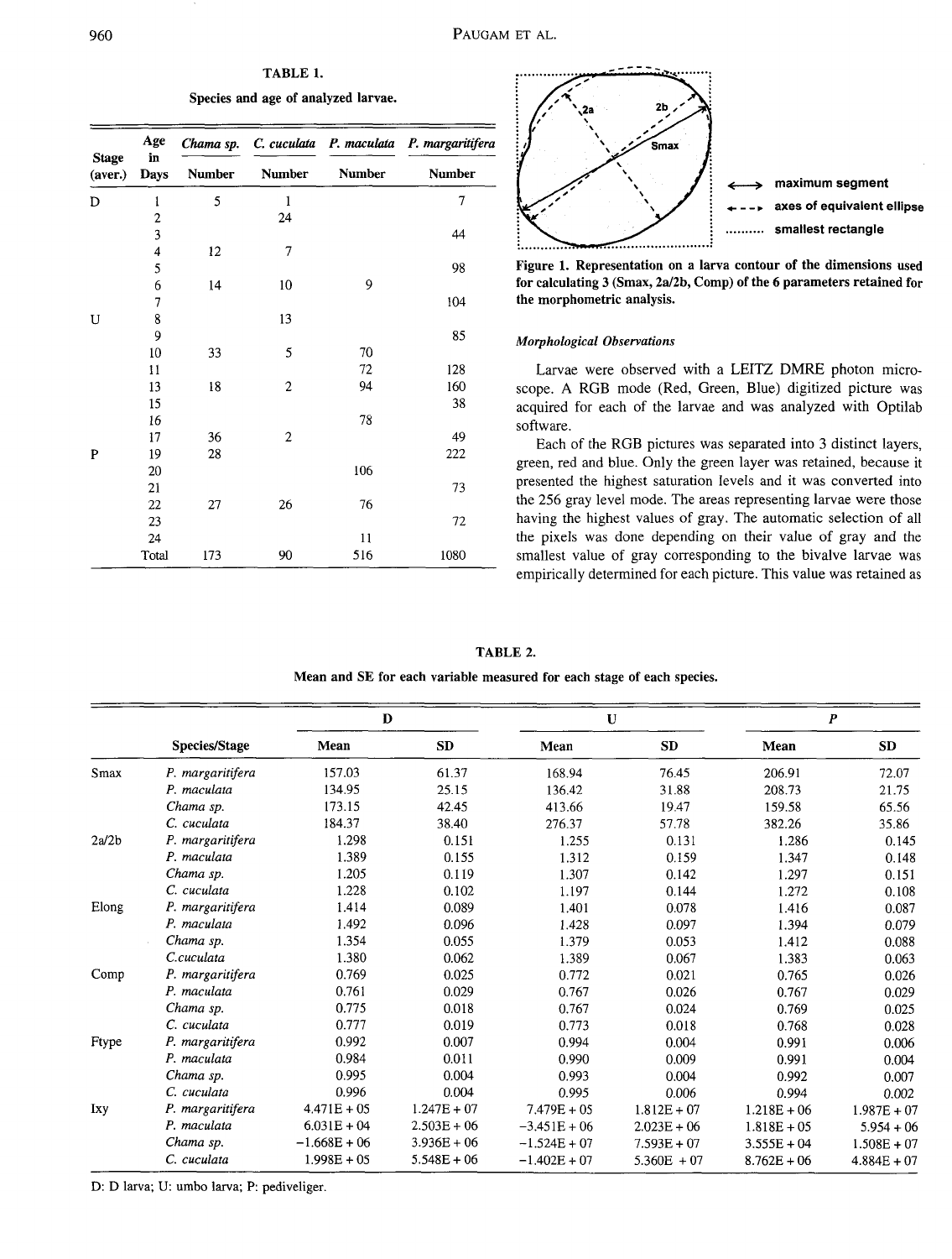TABLE 1.

Species and age of analyzed larvae.

| Stage (aver.) | Age in Days | *Chama sp.* Number | *C. cuculata* Number | *P. maculata* Number | *P. margaritifera* Number |
|---|---|---|---|---|---|
| D | 1 | 5 | 1 | | 7 |
| | 2 | | 24 | | |
| | 3 | | | | 44 |
| | 4 | 12 | 7 | | |
| | 5 | | | | 98 |
| | 6 | 14 | 10 | 9 | |
| | 7 | | | | 104 |
| U | 8 | | 13 | | |
| | 9 | | | | 85 |
| | 10 | 33 | 5 | 70 | |
| | 11 | | | 72 | 128 |
| | 13 | 18 | 2 | 94 | 160 |
| | 15 | | | | 38 |
| | 16 | | | 78 | |
| | 17 | 36 | 2 | | 49 |
| P | 19 | 28 | | | 222 |
| | 20 | | | 106 | |
| | 21 | | | | 73 |
| | 22 | 27 | 26 | 76 | |
| | 23 | | | | 72 |
| | 24 | | | 11 | |
| | Total | 173 | 90 | 516 | 1080 |

maximum segment
axes of equivalent ellipse
smallest rectangle

**Figure 1. Representation on a larva contour of the dimensions used for calculating 3 (Smax, 2a/2b, Comp) of the 6 parameters retained for the morphometric analysis.**

### *Morphological Observations*

Larvae were observed with a LEITZ DMRE photon microscope. A RGB mode (Red, Green, Blue) digitized picture was acquired for each of the larvae and was analyzed with Optilab software.

Each of the RGB pictures was separated into 3 distinct layers, green, red and blue. Only the green layer was retained, because it presented the highest saturation levels and it was converted into the 256 gray level mode. The areas representing larvae were those having the highest values of gray. The automatic selection of all the pixels was done depending on their value of gray and the smallest value of gray corresponding to the bivalve larvae was empirically determined for each picture. This value was retained as

TABLE 2.

Mean and SE for each variable measured for each stage of each species.

| | Species/Stage | D Mean | D SD | U Mean | U SD | P Mean | P SD |
|---|---|---|---|---|---|---|---|
| Smax | *P. margaritifera* | 157.03 | 61.37 | 168.94 | 76.45 | 206.91 | 72.07 |
| | *P. maculata* | 134.95 | 25.15 | 136.42 | 31.88 | 208.73 | 21.75 |
| | *Chama sp.* | 173.15 | 42.45 | 413.66 | 19.47 | 159.58 | 65.56 |
| | *C. cuculata* | 184.37 | 38.40 | 276.37 | 57.78 | 382.26 | 35.86 |
| 2a/2b | *P. margaritifera* | 1.298 | 0.151 | 1.255 | 0.131 | 1.286 | 0.145 |
| | *P. maculata* | 1.389 | 0.155 | 1.312 | 0.159 | 1.347 | 0.148 |
| | *Chama sp.* | 1.205 | 0.119 | 1.307 | 0.142 | 1.297 | 0.151 |
| | *C. cuculata* | 1.228 | 0.102 | 1.197 | 0.144 | 1.272 | 0.108 |
| Elong | *P. margaritifera* | 1.414 | 0.089 | 1.401 | 0.078 | 1.416 | 0.087 |
| | *P. maculata* | 1.492 | 0.096 | 1.428 | 0.097 | 1.394 | 0.079 |
| | *Chama sp.* | 1.354 | 0.055 | 1.379 | 0.053 | 1.412 | 0.088 |
| | *C.cuculata* | 1.380 | 0.062 | 1.389 | 0.067 | 1.383 | 0.063 |
| Comp | *P. margaritifera* | 0.769 | 0.025 | 0.772 | 0.021 | 0.765 | 0.026 |
| | *P. maculata* | 0.761 | 0.029 | 0.767 | 0.026 | 0.767 | 0.029 |
| | *Chama sp.* | 0.775 | 0.018 | 0.767 | 0.024 | 0.769 | 0.025 |
| | *C. cuculata* | 0.777 | 0.019 | 0.773 | 0.018 | 0.768 | 0.028 |
| Ftype | *P. margaritifera* | 0.992 | 0.007 | 0.994 | 0.004 | 0.991 | 0.006 |
| | *P. maculata* | 0.984 | 0.011 | 0.990 | 0.009 | 0.991 | 0.004 |
| | *Chama sp.* | 0.995 | 0.004 | 0.993 | 0.004 | 0.992 | 0.007 |
| | *C. cuculata* | 0.996 | 0.004 | 0.995 | 0.006 | 0.994 | 0.002 |
| Ixy | *P. margaritifera* | 4.471E + 05 | 1.247E + 07 | 7.479E + 05 | 1.812E + 07 | 1.218E + 06 | 1.987E + 07 |
| | *P. maculata* | 6.031E + 04 | 2.503E + 06 | −3.451E + 06 | 2.023E + 06 | 1.818E + 05 | 5.954 + 06 |
| | *Chama sp.* | −1.668E + 06 | 3.936E + 06 | −1.524E + 07 | 7.593E + 07 | 3.555E + 04 | 1.508E + 07 |
| | *C. cuculata* | 1.998E + 05 | 5.548E + 06 | −1.402E + 07 | 5.360E + 07 | 8.762E + 06 | 4.884E + 07 |

D: D larva; U: umbo larva; P: pediveliger.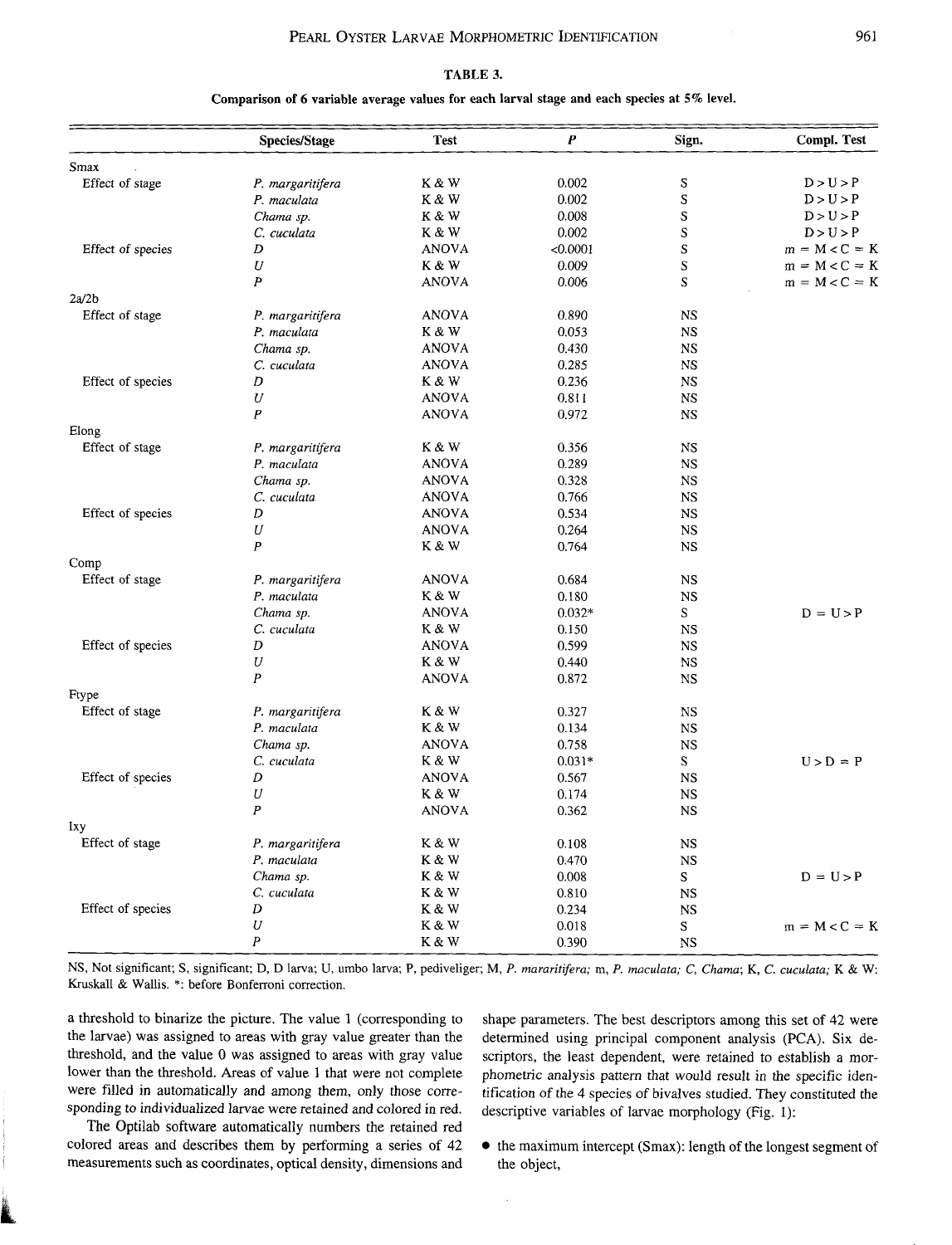TABLE 3.

Comparison of 6 variable average values for each larval stage and each species at 5% level.

| | Species/Stage | Test | P | Sign. | Compl. Test |
|---|---|---|---|---|---|
| Smax | | | | | |
| Effect of stage | *P. margaritifera* | K & W | 0.002 | S | D > U > P |
| | *P. maculata* | K & W | 0.002 | S | D > U > P |
| | *Chama sp.* | K & W | 0.008 | S | D > U > P |
| | *C. cuculata* | K & W | 0.002 | S | D > U > P |
| Effect of species | D | ANOVA | <0.0001 | S | m = M < C = K |
| | U | K & W | 0.009 | S | m = M < C = K |
| | P | ANOVA | 0.006 | S | m = M < C = K |
| 2a/2b | | | | | |
| Effect of stage | *P. margaritifera* | ANOVA | 0.890 | NS | |
| | *P. maculata* | K & W | 0.053 | NS | |
| | *Chama sp.* | ANOVA | 0.430 | NS | |
| | *C. cuculata* | ANOVA | 0.285 | NS | |
| Effect of species | D | K & W | 0.236 | NS | |
| | U | ANOVA | 0.811 | NS | |
| | P | ANOVA | 0.972 | NS | |
| Elong | | | | | |
| Effect of stage | *P. margaritifera* | K & W | 0.356 | NS | |
| | *P. maculata* | ANOVA | 0.289 | NS | |
| | *Chama sp.* | ANOVA | 0.328 | NS | |
| | *C. cuculata* | ANOVA | 0.766 | NS | |
| Effect of species | D | ANOVA | 0.534 | NS | |
| | U | ANOVA | 0.264 | NS | |
| | P | K & W | 0.764 | NS | |
| Comp | | | | | |
| Effect of stage | *P. margaritifera* | ANOVA | 0.684 | NS | |
| | *P. maculata* | K & W | 0.180 | NS | |
| | *Chama sp.* | ANOVA | 0.032* | S | D = U > P |
| | *C. cuculata* | K & W | 0.150 | NS | |
| Effect of species | D | ANOVA | 0.599 | NS | |
| | U | K & W | 0.440 | NS | |
| | P | ANOVA | 0.872 | NS | |
| Ftype | | | | | |
| Effect of stage | *P. margaritifera* | K & W | 0.327 | NS | |
| | *P. maculata* | K & W | 0.134 | NS | |
| | *Chama sp.* | ANOVA | 0.758 | NS | |
| | *C. cuculata* | K & W | 0.031* | S | U > D = P |
| Effect of species | D | ANOVA | 0.567 | NS | |
| | U | K & W | 0.174 | NS | |
| | P | ANOVA | 0.362 | NS | |
| Ixy | | | | | |
| Effect of stage | *P. margaritifera* | K & W | 0.108 | NS | |
| | *P. maculata* | K & W | 0.470 | NS | |
| | *Chama sp.* | K & W | 0.008 | S | D = U > P |
| | *C. cuculata* | K & W | 0.810 | NS | |
| Effect of species | D | K & W | 0.234 | NS | |
| | U | K & W | 0.018 | S | m = M < C = K |
| | P | K & W | 0.390 | NS | |

NS, Not significant; S, significant; D, D larva; U, umbo larva; P, pediveliger; M, *P. mararitifera;* m, *P. maculata;* C, *Chama;* K, *C. cuculata;* K & W: Kruskall & Wallis. *: before Bonferroni correction.

a threshold to binarize the picture. The value 1 (corresponding to the larvae) was assigned to areas with gray value greater than the threshold, and the value 0 was assigned to areas with gray value lower than the threshold. Areas of value 1 that were not complete were filled in automatically and among them, only those corresponding to individualized larvae were retained and colored in red.

The Optilab software automatically numbers the retained red colored areas and describes them by performing a series of 42 measurements such as coordinates, optical density, dimensions and shape parameters. The best descriptors among this set of 42 were determined using principal component analysis (PCA). Six descriptors, the least dependent, were retained to establish a morphometric analysis pattern that would result in the specific identification of the 4 species of bivalves studied. They constituted the descriptive variables of larvae morphology (Fig. 1):

- the maximum intercept (Smax): length of the longest segment of the object,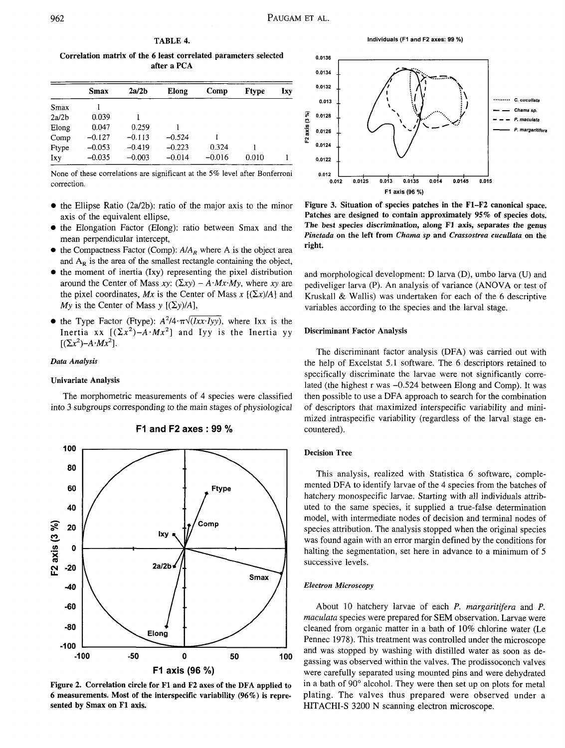TABLE 4.

Correlation matrix of the 6 least correlated parameters selected after a PCA

| | Smax | 2a/2b | Elong | Comp | Ftype | Ixy |
|---|---|---|---|---|---|---|
| Smax | 1 | | | | | |
| 2a/2b | 0.039 | 1 | | | | |
| Elong | 0.047 | 0.259 | 1 | | | |
| Comp | −0.127 | −0.113 | −0.524 | 1 | | |
| Ftype | −0.053 | −0.419 | −0.223 | 0.324 | 1 | |
| Ixy | −0.035 | −0.003 | −0.014 | −0.016 | 0.010 | 1 |

None of these correlations are significant at the 5% level after Bonferroni correction.

- the Ellipse Ratio (2a/2b): ratio of the major axis to the minor axis of the equivalent ellipse,
- the Elongation Factor (Elong): ratio between Smax and the mean perpendicular intercept,
- the Compactness Factor (Comp): $A/A_R$ where A is the object area and $A_R$ is the area of the smallest rectangle containing the object,
- the moment of inertia (Ixy) representing the pixel distribution around the Center of Mass $xy$: $(\Sigma xy) - A{\cdot}Mx{\cdot}My$, where $xy$ are the pixel coordinates, $Mx$ is the Center of Mass $x$ $[(\Sigma x)/A]$ and $My$ is the Center of Mass $y$ $[(\Sigma y)/A]$,
- the Type Factor (Ftype): $A^2/4{\cdot}\pi\sqrt{(Ixx{\cdot}Iyy)}$, where Ixx is the Inertia xx $[(\Sigma x^2)-A{\cdot}Mx^2]$ and Iyy is the Inertia yy $[(\Sigma x^2)-A{\cdot}Mx^2]$.

### *Data Analysis*

#### Univariate Analysis

The morphometric measurements of 4 species were classified into 3 subgroups corresponding to the main stages of physiological and morphological development: D larva (D), umbo larva (U) and pediveliger larva (P). An analysis of variance (ANOVA or test of Kruskall & Wallis) was undertaken for each of the 6 descriptive variables according to the species and the larval stage.

**Figure 2. Correlation circle for F1 and F2 axes of the DFA applied to 6 measurements. Most of the interspecific variability (96%) is represented by Smax on F1 axis.**

**Figure 3. Situation of species patches in the F1–F2 canonical space. Patches are designed to contain approximately 95% of species dots. The best species discrimination, along F1 axis, separates the genus *Pinctada* on the left from *Chama sp* and *Crassostrea cucullata* on the right.**

#### Discriminant Factor Analysis

The discriminant factor analysis (DFA) was carried out with the help of Excelstat 5.1 software. The 6 descriptors retained to specifically discriminate the larvae were not significantly correlated (the highest r was −0.524 between Elong and Comp). It was then possible to use a DFA approach to search for the combination of descriptors that maximized interspecific variability and minimized intraspecific variability (regardless of the larval stage encountered).

#### Decision Tree

This analysis, realized with Statistica 6 software, complemented DFA to identify larvae of the 4 species from the batches of hatchery monospecific larvae. Starting with all individuals attributed to the same species, it supplied a true-false determination model, with intermediate nodes of decision and terminal nodes of species attribution. The analysis stopped when the original species was found again with an error margin defined by the conditions for halting the segmentation, set here in advance to a minimum of 5 successive levels.

### *Electron Microscopy*

About 10 hatchery larvae of each *P. margaritifera* and *P. maculata* species were prepared for SEM observation. Larvae were cleaned from organic matter in a bath of 10% chlorine water (Le Pennec 1978). This treatment was controlled under the microscope and was stopped by washing with distilled water as soon as degassing was observed within the valves. The prodissoconch valves were carefully separated using mounted pins and were dehydrated in a bath of 90° alcohol. They were then set up on plots for metal plating. The valves thus prepared were observed under a HITACHI-S 3200 N scanning electron microscope.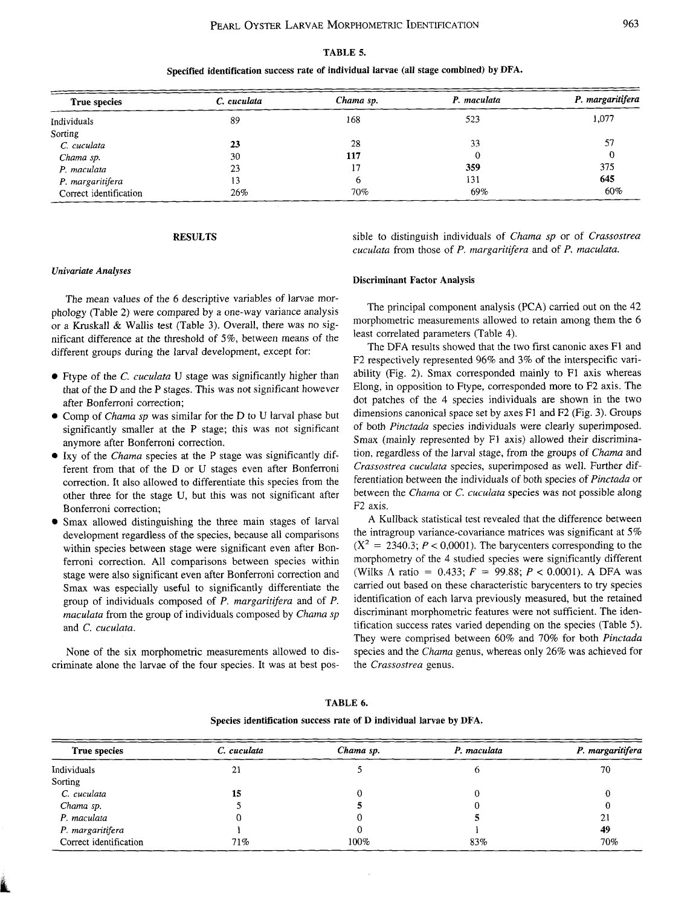**TABLE 5.**

**Specified identification success rate of individual larvae (all stage combined) by DFA.**

| True species | *C. cuculata* | *Chama sp.* | *P. maculata* | *P. margaritifera* |
|---|---|---|---|---|
| Individuals | 89 | 168 | 523 | 1,077 |
| Sorting | | | | |
| *C. cuculata* | **23** | 28 | 33 | 57 |
| *Chama sp.* | 30 | **117** | 0 | 0 |
| *P. maculata* | 23 | 17 | **359** | 375 |
| *P. margaritifera* | 13 | 6 | 131 | **645** |
| Correct identification | 26% | 70% | 69% | 60% |

## RESULTS

### *Univariate Analyses*

The mean values of the 6 descriptive variables of larvae morphology (Table 2) were compared by a one-way variance analysis or a Kruskall & Wallis test (Table 3). Overall, there was no significant difference at the threshold of 5%, between means of the different groups during the larval development, except for:

- Ftype of the *C. cuculata* U stage was significantly higher than that of the D and the P stages. This was not significant however after Bonferroni correction;
- Comp of *Chama sp* was similar for the D to U larval phase but significantly smaller at the P stage; this was not significant anymore after Bonferroni correction.
- Ixy of the *Chama* species at the P stage was significantly different from that of the D or U stages even after Bonferroni correction. It also allowed to differentiate this species from the other three for the stage U, but this was not significant after Bonferroni correction;
- Smax allowed distinguishing the three main stages of larval development regardless of the species, because all comparisons within species between stage were significant even after Bonferroni correction. All comparisons between species within stage were also significant even after Bonferroni correction and Smax was especially useful to significantly differentiate the group of individuals composed of *P. margaritifera* and of *P. maculata* from the group of individuals composed by *Chama sp* and *C. cuculata*.

None of the six morphometric measurements allowed to discriminate alone the larvae of the four species. It was at best possible to distinguish individuals of *Chama sp* or of *Crassostrea cuculata* from those of *P. margaritifera* and of *P. maculata*.

### Discriminant Factor Analysis

The principal component analysis (PCA) carried out on the 42 morphometric measurements allowed to retain among them the 6 least correlated parameters (Table 4).

The DFA results showed that the two first canonic axes F1 and F2 respectively represented 96% and 3% of the interspecific variability (Fig. 2). Smax corresponded mainly to F1 axis whereas Elong, in opposition to Ftype, corresponded more to F2 axis. The dot patches of the 4 species individuals are shown in the two dimensions canonical space set by axes F1 and F2 (Fig. 3). Groups of both *Pinctada* species individuals were clearly superimposed. Smax (mainly represented by F1 axis) allowed their discrimination, regardless of the larval stage, from the groups of *Chama* and *Crassostrea cuculata* species, superimposed as well. Further differentiation between the individuals of both species of *Pinctada* or between the *Chama* or *C. cuculata* species was not possible along F2 axis.

A Kullback statistical test revealed that the difference between the intragroup variance-covariance matrices was significant at 5% ($X^2 = 2340.3$; $P < 0{,}0001$). The barycenters corresponding to the morphometry of the 4 studied species were significantly different (Wilks $\Lambda$ ratio $= 0.433$; $F = 99.88$; $P < 0.0001$). A DFA was carried out based on these characteristic barycenters to try species identification of each larva previously measured, but the retained discriminant morphometric features were not sufficient. The identification success rates varied depending on the species (Table 5). They were comprised between 60% and 70% for both *Pinctada* species and the *Chama* genus, whereas only 26% was achieved for the *Crassostrea* genus.

**TABLE 6.**

**Species identification success rate of D individual larvae by DFA.**

| True species | *C. cuculata* | *Chama sp.* | *P. maculata* | *P. margaritifera* |
|---|---|---|---|---|
| Individuals | 21 | 5 | 6 | 70 |
| Sorting | | | | |
| *C. cuculata* | **15** | 0 | 0 | 0 |
| *Chama sp.* | 5 | **5** | 0 | 0 |
| *P. maculata* | 0 | 0 | **5** | 21 |
| *P. margaritifera* | 1 | 0 | 1 | **49** |
| Correct identification | 71% | 100% | 83% | 70% |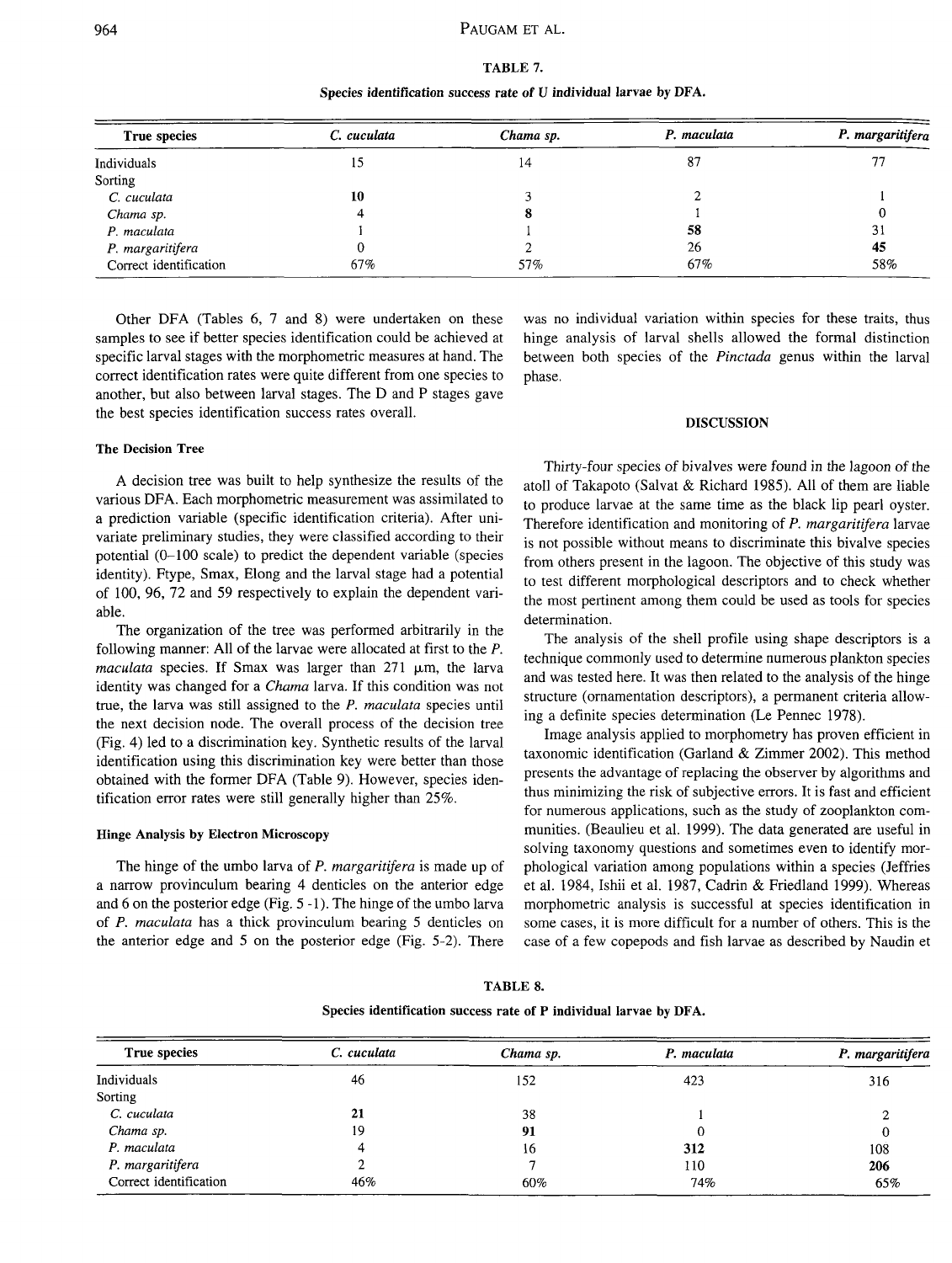**TABLE 7.**

**Species identification success rate of U individual larvae by DFA.**

| True species | *C. cuculata* | *Chama sp.* | *P. maculata* | *P. margaritifera* |
|---|---|---|---|---|
| Individuals | 15 | 14 | 87 | 77 |
| Sorting | | | | |
| *C. cuculata* | **10** | 3 | 2 | 1 |
| *Chama sp.* | 4 | **8** | 1 | 0 |
| *P. maculata* | 1 | 1 | **58** | 31 |
| *P. margaritifera* | 0 | 2 | 26 | **45** |
| Correct identification | 67% | 57% | 67% | 58% |

Other DFA (Tables 6, 7 and 8) were undertaken on these samples to see if better species identification could be achieved at specific larval stages with the morphometric measures at hand. The correct identification rates were quite different from one species to another, but also between larval stages. The D and P stages gave the best species identification success rates overall.

### The Decision Tree

A decision tree was built to help synthesize the results of the various DFA. Each morphometric measurement was assimilated to a prediction variable (specific identification criteria). After univariate preliminary studies, they were classified according to their potential (0–100 scale) to predict the dependent variable (species identity). Ftype, Smax, Elong and the larval stage had a potential of 100, 96, 72 and 59 respectively to explain the dependent variable.

The organization of the tree was performed arbitrarily in the following manner: All of the larvae were allocated at first to the *P. maculata* species. If Smax was larger than 271 μm, the larva identity was changed for a *Chama* larva. If this condition was not true, the larva was still assigned to the *P. maculata* species until the next decision node. The overall process of the decision tree (Fig. 4) led to a discrimination key. Synthetic results of the larval identification using this discrimination key were better than those obtained with the former DFA (Table 9). However, species identification error rates were still generally higher than 25%.

### Hinge Analysis by Electron Microscopy

The hinge of the umbo larva of *P. margaritifera* is made up of a narrow provinculum bearing 4 denticles on the anterior edge and 6 on the posterior edge (Fig. 5-1). The hinge of the umbo larva of *P. maculata* has a thick provinculum bearing 5 denticles on the anterior edge and 5 on the posterior edge (Fig. 5-2). There was no individual variation within species for these traits, thus hinge analysis of larval shells allowed the formal distinction between both species of the *Pinctada* genus within the larval phase.

## DISCUSSION

Thirty-four species of bivalves were found in the lagoon of the atoll of Takapoto (Salvat & Richard 1985). All of them are liable to produce larvae at the same time as the black lip pearl oyster. Therefore identification and monitoring of *P. margaritifera* larvae is not possible without means to discriminate this bivalve species from others present in the lagoon. The objective of this study was to test different morphological descriptors and to check whether the most pertinent among them could be used as tools for species determination.

The analysis of the shell profile using shape descriptors is a technique commonly used to determine numerous plankton species and was tested here. It was then related to the analysis of the hinge structure (ornamentation descriptors), a permanent criteria allowing a definite species determination (Le Pennec 1978).

Image analysis applied to morphometry has proven efficient in taxonomic identification (Garland & Zimmer 2002). This method presents the advantage of replacing the observer by algorithms and thus minimizing the risk of subjective errors. It is fast and efficient for numerous applications, such as the study of zooplankton communities. (Beaulieu et al. 1999). The data generated are useful in solving taxonomy questions and sometimes even to identify morphological variation among populations within a species (Jeffries et al. 1984, Ishii et al. 1987, Cadrin & Friedland 1999). Whereas morphometric analysis is successful at species identification in some cases, it is more difficult for a number of others. This is the case of a few copepods and fish larvae as described by Naudin et

**TABLE 8.**

**Species identification success rate of P individual larvae by DFA.**

| True species | *C. cuculata* | *Chama sp.* | *P. maculata* | *P. margaritifera* |
|---|---|---|---|---|
| Individuals | 46 | 152 | 423 | 316 |
| Sorting | | | | |
| *C. cuculata* | **21** | 38 | 1 | 2 |
| *Chama sp.* | 19 | **91** | 0 | 0 |
| *P. maculata* | 4 | 16 | **312** | 108 |
| *P. margaritifera* | 2 | 7 | 110 | **206** |
| Correct identification | 46% | 60% | 74% | 65% |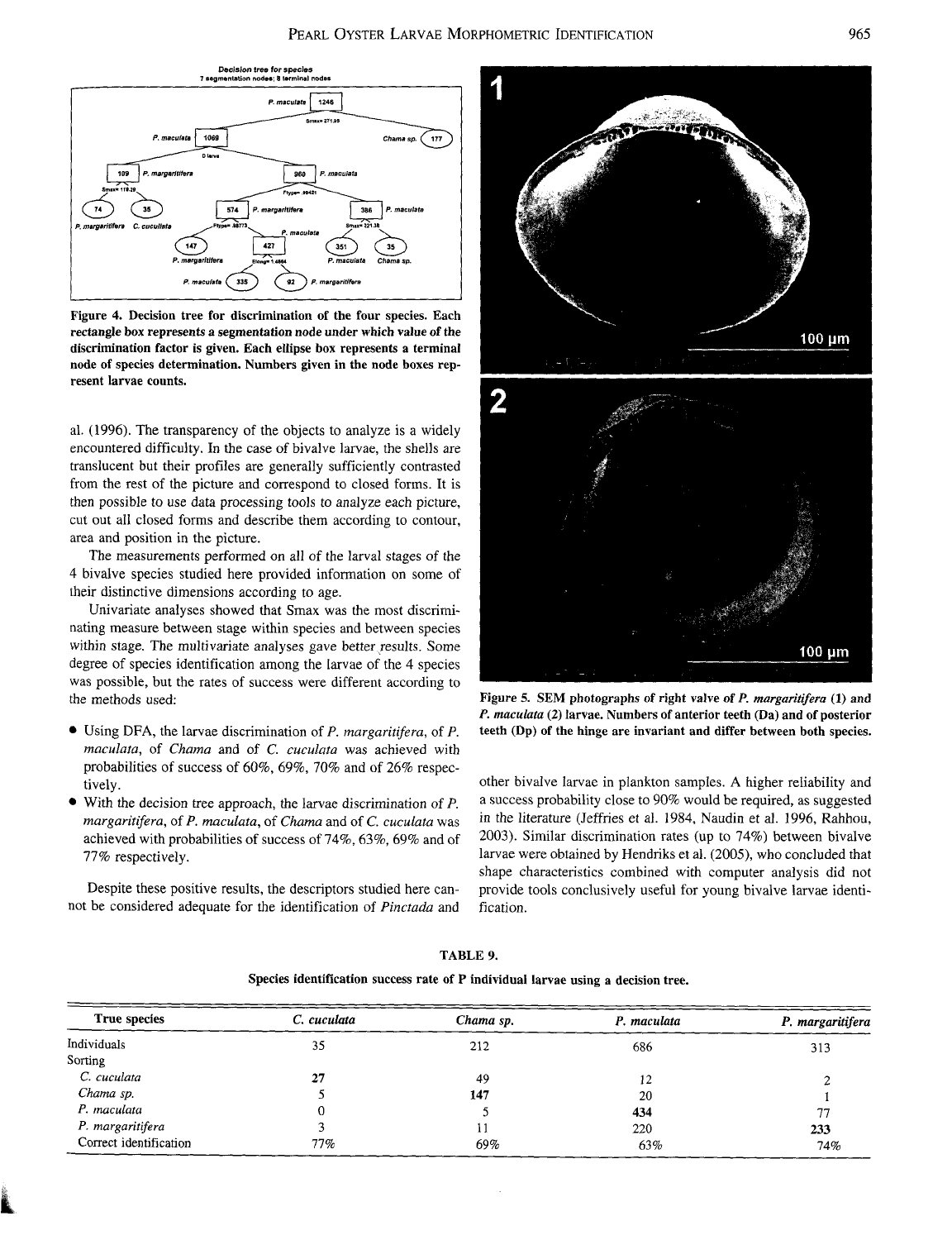Figure 4. Decision tree for discrimination of the four species. Each rectangle box represents a segmentation node under which value of the discrimination factor is given. Each ellipse box represents a terminal node of species determination. Numbers given in the node boxes represent larvae counts.

al. (1996). The transparency of the objects to analyze is a widely encountered difficulty. In the case of bivalve larvae, the shells are translucent but their profiles are generally sufficiently contrasted from the rest of the picture and correspond to closed forms. It is then possible to use data processing tools to analyze each picture, cut out all closed forms and describe them according to contour, area and position in the picture.

The measurements performed on all of the larval stages of the 4 bivalve species studied here provided information on some of their distinctive dimensions according to age.

Univariate analyses showed that Smax was the most discriminating measure between stage within species and between species within stage. The multivariate analyses gave better results. Some degree of species identification among the larvae of the 4 species was possible, but the rates of success were different according to the methods used:

- Using DFA, the larvae discrimination of *P. margaritifera*, of *P. maculata*, of *Chama* and of *C. cuculata* was achieved with probabilities of success of 60%, 69%, 70% and of 26% respectively.
- With the decision tree approach, the larvae discrimination of *P. margaritifera*, of *P. maculata*, of *Chama* and of *C. cuculata* was achieved with probabilities of success of 74%, 63%, 69% and of 77% respectively.

Despite these positive results, the descriptors studied here cannot be considered adequate for the identification of *Pinctada* and other bivalve larvae in plankton samples. A higher reliability and a success probability close to 90% would be required, as suggested in the literature (Jeffries et al. 1984, Naudin et al. 1996, Rahhou, 2003). Similar discrimination rates (up to 74%) between bivalve larvae were obtained by Hendriks et al. (2005), who concluded that shape characteristics combined with computer analysis did not provide tools conclusively useful for young bivalve larvae identification.

Figure 5. SEM photographs of right valve of *P. margaritifera* (1) and *P. maculata* (2) larvae. Numbers of anterior teeth (Da) and of posterior teeth (Dp) of the hinge are invariant and differ between both species.

TABLE 9.

Species identification success rate of P individual larvae using a decision tree.

| True species | *C. cuculata* | *Chama sp.* | *P. maculata* | *P. margaritifera* |
|---|---|---|---|---|
| Individuals | 35 | 212 | 686 | 313 |
| Sorting | | | | |
| *C. cuculata* | **27** | 49 | 12 | 2 |
| *Chama sp.* | 5 | **147** | 20 | 1 |
| *P. maculata* | 0 | 5 | **434** | 77 |
| *P. margaritifera* | 3 | 11 | 220 | **233** |
| Correct identification | 77% | 69% | 63% | 74% |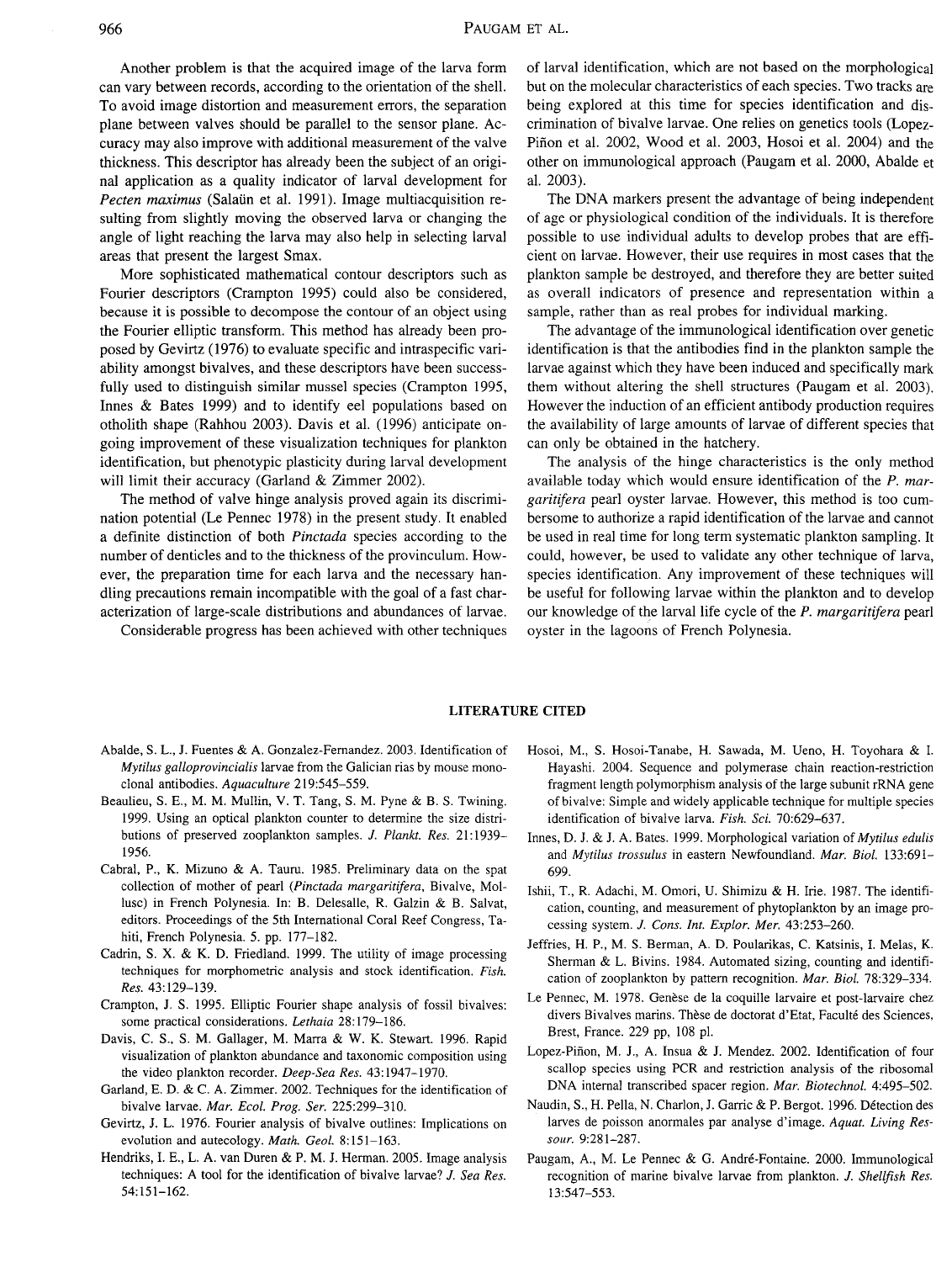Another problem is that the acquired image of the larva form can vary between records, according to the orientation of the shell. To avoid image distortion and measurement errors, the separation plane between valves should be parallel to the sensor plane. Accuracy may also improve with additional measurement of the valve thickness. This descriptor has already been the subject of an original application as a quality indicator of larval development for *Pecten maximus* (Salaün et al. 1991). Image multiacquisition resulting from slightly moving the observed larva or changing the angle of light reaching the larva may also help in selecting larval areas that present the largest Smax.

More sophisticated mathematical contour descriptors such as Fourier descriptors (Crampton 1995) could also be considered, because it is possible to decompose the contour of an object using the Fourier elliptic transform. This method has already been proposed by Gevirtz (1976) to evaluate specific and intraspecific variability amongst bivalves, and these descriptors have been successfully used to distinguish similar mussel species (Crampton 1995, Innes & Bates 1999) and to identify eel populations based on otholith shape (Rahhou 2003). Davis et al. (1996) anticipate ongoing improvement of these visualization techniques for plankton identification, but phenotypic plasticity during larval development will limit their accuracy (Garland & Zimmer 2002).

The method of valve hinge analysis proved again its discrimination potential (Le Pennec 1978) in the present study. It enabled a definite distinction of both *Pinctada* species according to the number of denticles and to the thickness of the provinculum. However, the preparation time for each larva and the necessary handling precautions remain incompatible with the goal of a fast characterization of large-scale distributions and abundances of larvae.

Considerable progress has been achieved with other techniques of larval identification, which are not based on the morphological but on the molecular characteristics of each species. Two tracks are being explored at this time for species identification and discrimination of bivalve larvae. One relies on genetics tools (Lopez-Piñon et al. 2002, Wood et al. 2003, Hosoi et al. 2004) and the other on immunological approach (Paugam et al. 2000, Abalde et al. 2003).

The DNA markers present the advantage of being independent of age or physiological condition of the individuals. It is therefore possible to use individual adults to develop probes that are efficient on larvae. However, their use requires in most cases that the plankton sample be destroyed, and therefore they are better suited as overall indicators of presence and representation within a sample, rather than as real probes for individual marking.

The advantage of the immunological identification over genetic identification is that the antibodies find in the plankton sample the larvae against which they have been induced and specifically mark them without altering the shell structures (Paugam et al. 2003). However the induction of an efficient antibody production requires the availability of large amounts of larvae of different species that can only be obtained in the hatchery.

The analysis of the hinge characteristics is the only method available today which would ensure identification of the *P. margaritifera* pearl oyster larvae. However, this method is too cumbersome to authorize a rapid identification of the larvae and cannot be used in real time for long term systematic plankton sampling. It could, however, be used to validate any other technique of larva, species identification. Any improvement of these techniques will be useful for following larvae within the plankton and to develop our knowledge of the larval life cycle of the *P. margaritifera* pearl oyster in the lagoons of French Polynesia.

## LITERATURE CITED

Abalde, S. L., J. Fuentes & A. Gonzalez-Fernandez. 2003. Identification of *Mytilus galloprovincialis* larvae from the Galician rias by mouse monoclonal antibodies. *Aquaculture* 219:545–559.

Beaulieu, S. E., M. M. Mullin, V. T. Tang, S. M. Pyne & B. S. Twining. 1999. Using an optical plankton counter to determine the size distributions of preserved zooplankton samples. *J. Plankt. Res.* 21:1939–1956.

Cabral, P., K. Mizuno & A. Tauru. 1985. Preliminary data on the spat collection of mother of pearl (*Pinctada margaritifera*, Bivalve, Mollusc) in French Polynesia. In: B. Delesalle, R. Galzin & B. Salvat, editors. Proceedings of the 5th International Coral Reef Congress, Tahiti, French Polynesia. 5. pp. 177–182.

Cadrin, S. X. & K. D. Friedland. 1999. The utility of image processing techniques for morphometric analysis and stock identification. *Fish. Res.* 43:129–139.

Crampton, J. S. 1995. Elliptic Fourier shape analysis of fossil bivalves: some practical considerations. *Lethaia* 28:179–186.

Davis, C. S., S. M. Gallager, M. Marra & W. K. Stewart. 1996. Rapid visualization of plankton abundance and taxonomic composition using the video plankton recorder. *Deep-Sea Res.* 43:1947–1970.

Garland, E. D. & C. A. Zimmer. 2002. Techniques for the identification of bivalve larvae. *Mar. Ecol. Prog. Ser.* 225:299–310.

Gevirtz, J. L. 1976. Fourier analysis of bivalve outlines: Implications on evolution and autecology. *Math. Geol.* 8:151–163.

Hendriks, I. E., L. A. van Duren & P. M. J. Herman. 2005. Image analysis techniques: A tool for the identification of bivalve larvae? *J. Sea Res.* 54:151–162.

Hosoi, M., S. Hosoi-Tanabe, H. Sawada, M. Ueno, H. Toyohara & I. Hayashi. 2004. Sequence and polymerase chain reaction-restriction fragment length polymorphism analysis of the large subunit rRNA gene of bivalve: Simple and widely applicable technique for multiple species identification of bivalve larva. *Fish. Sci.* 70:629–637.

Innes, D. J. & J. A. Bates. 1999. Morphological variation of *Mytilus edulis* and *Mytilus trossulus* in eastern Newfoundland. *Mar. Biol.* 133:691–699.

Ishii, T., R. Adachi, M. Omori, U. Shimizu & H. Irie. 1987. The identification, counting, and measurement of phytoplankton by an image processing system. *J. Cons. Int. Explor. Mer.* 43:253–260.

Jeffries, H. P., M. S. Berman, A. D. Poularikas, C. Katsinis, I. Melas, K. Sherman & L. Bivins. 1984. Automated sizing, counting and identification of zooplankton by pattern recognition. *Mar. Biol.* 78:329–334.

Le Pennec, M. 1978. Genèse de la coquille larvaire et post-larvaire chez divers Bivalves marins. Thèse de doctorat d'Etat, Faculté des Sciences, Brest, France. 229 pp, 108 pl.

Lopez-Piñon, M. J., A. Insua & J. Mendez. 2002. Identification of four scallop species using PCR and restriction analysis of the ribosomal DNA internal transcribed spacer region. *Mar. Biotechnol.* 4:495–502.

Naudin, S., H. Pella, N. Charlon, J. Garric & P. Bergot. 1996. Détection des larves de poisson anormales par analyse d'image. *Aquat. Living Ressour.* 9:281–287.

Paugam, A., M. Le Pennec & G. André-Fontaine. 2000. Immunological recognition of marine bivalve larvae from plankton. *J. Shellfish Res.* 13:547–553.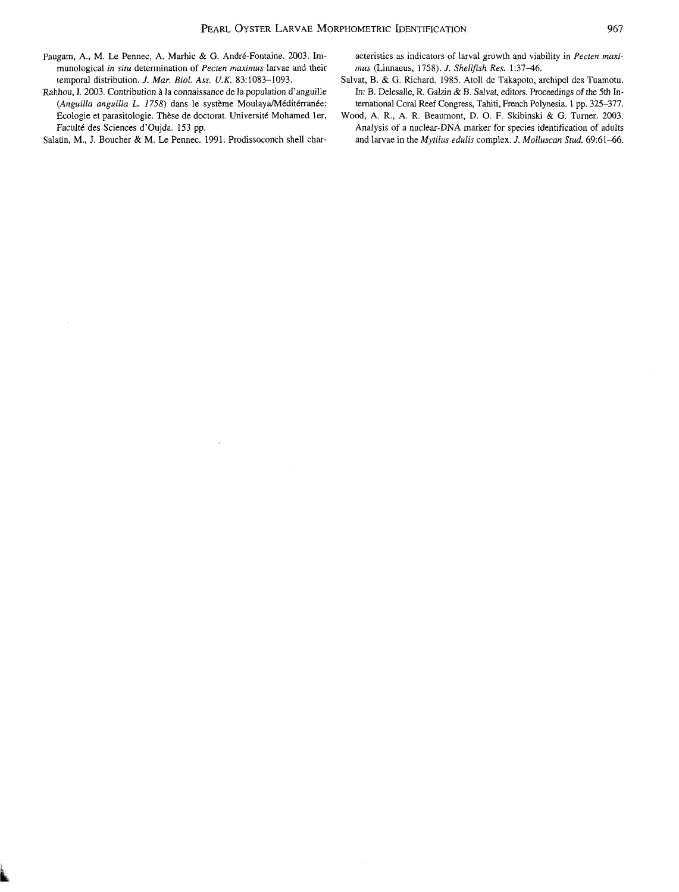Paugam, A., M. Le Pennec, A. Marhic & G. André-Fontaine. 2003. Immunological *in situ* determination of *Pecten maximus* larvae and their temporal distribution. *J. Mar. Biol. Ass. U.K.* 83:1083–1093.

Rahhou, I. 2003. Contribution à la connaissance de la population d'anguille (*Anguilla anguilla L. 1758*) dans le système Moulaya/Méditérranée: Ecologie et parasitologie. Thèse de doctorat. Université Mohamed 1er, Faculté des Sciences d'Oujda. 153 pp.

Salaün, M., J. Boucher & M. Le Pennec. 1991. Prodissoconch shell characteristics as indicators of larval growth and viability in *Pecten maximus* (Linnaeus, 1758). *J. Shellfish Res.* 1:37–46.

Salvat, B. & G. Richard. 1985. Atoll de Takapoto, archipel des Tuamotu. In: B. Delesalle, R. Galzin & B. Salvat, editors. Proceedings of the 5th International Coral Reef Congress, Tahiti, French Polynesia. 1 pp. 325–377.

Wood, A. R., A. R. Beaumont, D. O. F. Skibinski & G. Turner. 2003. Analysis of a nuclear-DNA marker for species identification of adults and larvae in the *Mytilus edulis* complex. *J. Molluscan Stud.* 69:61–66.